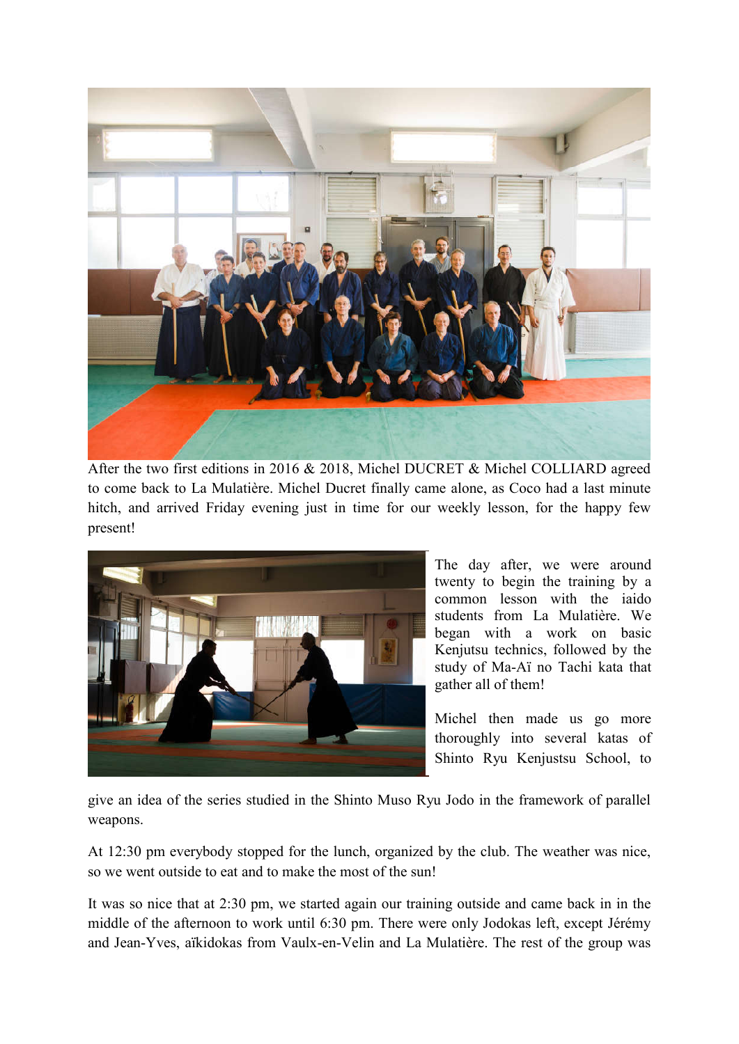After the two first editions in 2016 & 2018, Michel DUCRET & Michel COLLIARD agreed to come back to La Mulatière. Michel Ducret finally came alone, as Coco had a last minute hitch, and arrived Friday evening just in time for our weekly lesson, for the happy few present!

The day after, we were around twenty to begin the training by a common lesson with the iaido students from La Mulatière. We began with a work on basic Kenjutsu technics, followed by the study of Ma-Aï no Tachi kata that gather all of them!

Michel then made us go more thoroughly into several katas of Shinto Ryu Kenjustsu School, to give an idea of the series studied in the Shinto Muso Ryu Jodo in the framework of parallel weapons.

At 12:30 pm everybody stopped for the lunch, organized by the club. The weather was nice, so we went outside to eat and to make the most of the sun!

It was so nice that at 2:30 pm, we started again our training outside and came back in in the middle of the afternoon to work until 6:30 pm. There were only Jodokas left, except Jérémy and Jean-Yves, aïkidokas from Vaulx-en-Velin and La Mulatière. The rest of the group was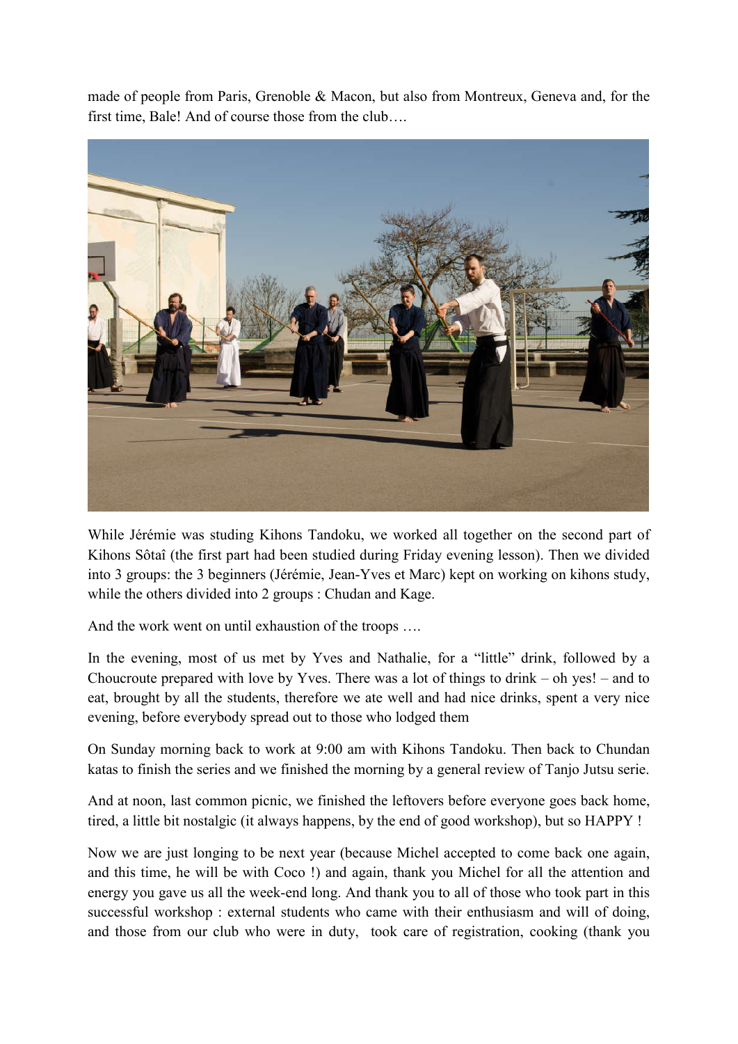made of people from Paris, Grenoble & Macon, but also from Montreux, Geneva and, for the first time, Bale! And of course those from the club….

While Jérémie was studing Kihons Tandoku, we worked all together on the second part of Kihons Sôtaî (the first part had been studied during Friday evening lesson). Then we divided into 3 groups: the 3 beginners (Jérémie, Jean-Yves et Marc) kept on working on kihons study, while the others divided into 2 groups : Chudan and Kage.

And the work went on until exhaustion of the troops ….

In the evening, most of us met by Yves and Nathalie, for a "little" drink, followed by a Choucroute prepared with love by Yves. There was a lot of things to drink – oh yes! – and to eat, brought by all the students, therefore we ate well and had nice drinks, spent a very nice evening, before everybody spread out to those who lodged them

On Sunday morning back to work at 9:00 am with Kihons Tandoku. Then back to Chundan katas to finish the series and we finished the morning by a general review of Tanjo Jutsu serie.

And at noon, last common picnic, we finished the leftovers before everyone goes back home, tired, a little bit nostalgic (it always happens, by the end of good workshop), but so HAPPY !

Now we are just longing to be next year (because Michel accepted to come back one again, and this time, he will be with Coco !) and again, thank you Michel for all the attention and energy you gave us all the week-end long. And thank you to all of those who took part in this successful workshop : external students who came with their enthusiasm and will of doing, and those from our club who were in duty, took care of registration, cooking (thank you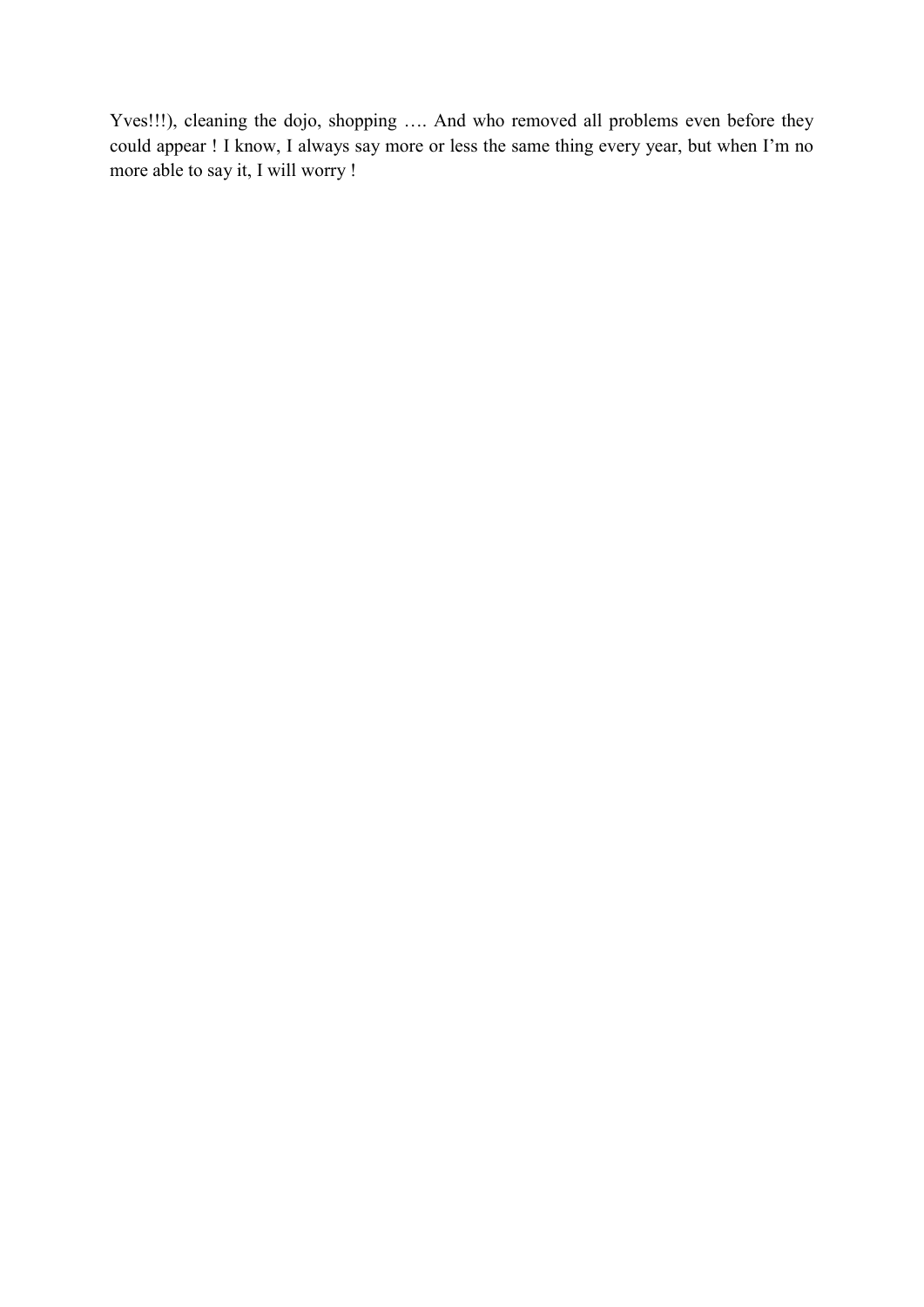Yves!!!), cleaning the dojo, shopping …. And who removed all problems even before they could appear ! I know, I always say more or less the same thing every year, but when I'm no more able to say it, I will worry !